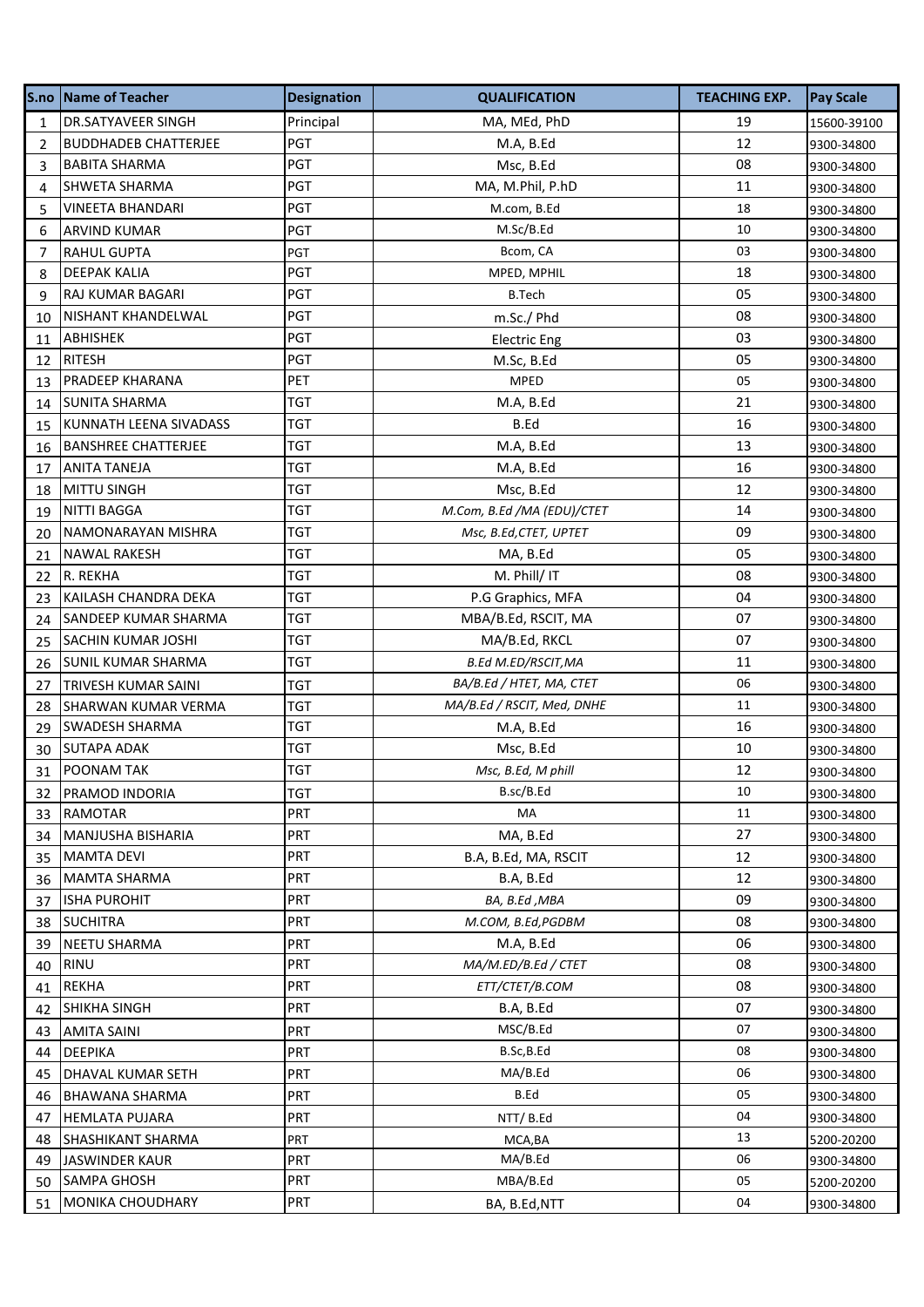| S.no | Name of Teacher | Designation | QUALIFICATION | TEACHING EXP. | Pay Scale |
|---|---|---|---|---|---|
| 1 | DR.SATYAVEER SINGH | Principal | MA, MEd, PhD | 19 | 15600-39100 |
| 2 | BUDDHADEB CHATTERJEE | PGT | M.A, B.Ed | 12 | 9300-34800 |
| 3 | BABITA SHARMA | PGT | Msc, B.Ed | 08 | 9300-34800 |
| 4 | SHWETA SHARMA | PGT | MA, M.Phil, P.hD | 11 | 9300-34800 |
| 5 | VINEETA BHANDARI | PGT | M.com, B.Ed | 18 | 9300-34800 |
| 6 | ARVIND KUMAR | PGT | M.Sc/B.Ed | 10 | 9300-34800 |
| 7 | RAHUL GUPTA | PGT | Bcom, CA | 03 | 9300-34800 |
| 8 | DEEPAK KALIA | PGT | MPED, MPHIL | 18 | 9300-34800 |
| 9 | RAJ KUMAR BAGARI | PGT | B.Tech | 05 | 9300-34800 |
| 10 | NISHANT KHANDELWAL | PGT | m.Sc./ Phd | 08 | 9300-34800 |
| 11 | ABHISHEK | PGT | Electric Eng | 03 | 9300-34800 |
| 12 | RITESH | PGT | M.Sc, B.Ed | 05 | 9300-34800 |
| 13 | PRADEEP KHARANA | PET | MPED | 05 | 9300-34800 |
| 14 | SUNITA SHARMA | TGT | M.A, B.Ed | 21 | 9300-34800 |
| 15 | KUNNATH LEENA SIVADASS | TGT | B.Ed | 16 | 9300-34800 |
| 16 | BANSHREE CHATTERJEE | TGT | M.A, B.Ed | 13 | 9300-34800 |
| 17 | ANITA TANEJA | TGT | M.A, B.Ed | 16 | 9300-34800 |
| 18 | MITTU SINGH | TGT | Msc, B.Ed | 12 | 9300-34800 |
| 19 | NITTI BAGGA | TGT | *M.Com, B.Ed /MA (EDU)/CTET* | 14 | 9300-34800 |
| 20 | NAMONARAYAN MISHRA | TGT | *Msc, B.Ed,CTET, UPTET* | 09 | 9300-34800 |
| 21 | NAWAL RAKESH | TGT | MA, B.Ed | 05 | 9300-34800 |
| 22 | R. REKHA | TGT | M. Phill/ IT | 08 | 9300-34800 |
| 23 | KAILASH CHANDRA DEKA | TGT | P.G Graphics, MFA | 04 | 9300-34800 |
| 24 | SANDEEP KUMAR SHARMA | TGT | MBA/B.Ed, RSCIT, MA | 07 | 9300-34800 |
| 25 | SACHIN KUMAR JOSHI | TGT | MA/B.Ed, RKCL | 07 | 9300-34800 |
| 26 | SUNIL KUMAR SHARMA | TGT | *B.Ed M.ED/RSCIT,MA* | 11 | 9300-34800 |
| 27 | TRIVESH KUMAR SAINI | TGT | *BA/B.Ed / HTET, MA, CTET* | 06 | 9300-34800 |
| 28 | SHARWAN KUMAR VERMA | TGT | *MA/B.Ed / RSCIT, Med, DNHE* | 11 | 9300-34800 |
| 29 | SWADESH SHARMA | TGT | M.A, B.Ed | 16 | 9300-34800 |
| 30 | SUTAPA ADAK | TGT | Msc, B.Ed | 10 | 9300-34800 |
| 31 | POONAM TAK | TGT | *Msc, B.Ed, M phill* | 12 | 9300-34800 |
| 32 | PRAMOD INDORIA | TGT | B.sc/B.Ed | 10 | 9300-34800 |
| 33 | RAMOTAR | PRT | MA | 11 | 9300-34800 |
| 34 | MANJUSHA BISHARIA | PRT | MA, B.Ed | 27 | 9300-34800 |
| 35 | MAMTA DEVI | PRT | B.A, B.Ed, MA, RSCIT | 12 | 9300-34800 |
| 36 | MAMTA SHARMA | PRT | B.A, B.Ed | 12 | 9300-34800 |
| 37 | ISHA PUROHIT | PRT | *BA, B.Ed ,MBA* | 09 | 9300-34800 |
| 38 | SUCHITRA | PRT | *M.COM, B.Ed,PGDBM* | 08 | 9300-34800 |
| 39 | NEETU SHARMA | PRT | M.A, B.Ed | 06 | 9300-34800 |
| 40 | RINU | PRT | *MA/M.ED/B.Ed / CTET* | 08 | 9300-34800 |
| 41 | REKHA | PRT | *ETT/CTET/B.COM* | 08 | 9300-34800 |
| 42 | SHIKHA SINGH | PRT | B.A, B.Ed | 07 | 9300-34800 |
| 43 | AMITA SAINI | PRT | MSC/B.Ed | 07 | 9300-34800 |
| 44 | DEEPIKA | PRT | B.Sc,B.Ed | 08 | 9300-34800 |
| 45 | DHAVAL KUMAR SETH | PRT | MA/B.Ed | 06 | 9300-34800 |
| 46 | BHAWANA SHARMA | PRT | B.Ed | 05 | 9300-34800 |
| 47 | HEMLATA PUJARA | PRT | NTT/ B.Ed | 04 | 9300-34800 |
| 48 | SHASHIKANT SHARMA | PRT | MCA,BA | 13 | 5200-20200 |
| 49 | JASWINDER KAUR | PRT | MA/B.Ed | 06 | 9300-34800 |
| 50 | SAMPA GHOSH | PRT | MBA/B.Ed | 05 | 5200-20200 |
| 51 | MONIKA CHOUDHARY | PRT | BA, B.Ed,NTT | 04 | 9300-34800 |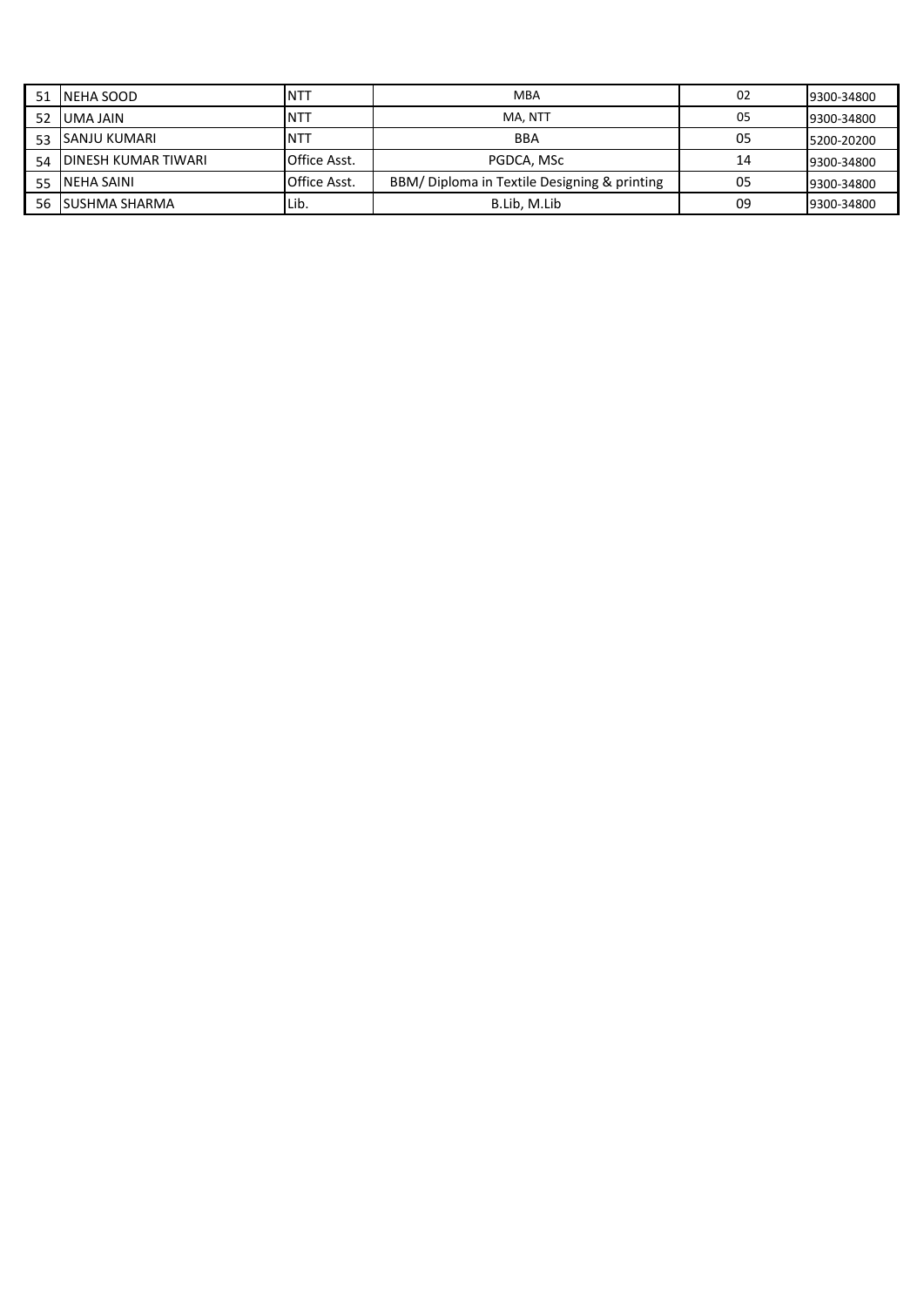| | | | | | |
|---|---|---|---|---|---|
| 51 | NEHA SOOD | NTT | MBA | 02 | 9300-34800 |
| 52 | UMA JAIN | NTT | MA, NTT | 05 | 9300-34800 |
| 53 | SANJU KUMARI | NTT | BBA | 05 | 5200-20200 |
| 54 | DINESH KUMAR TIWARI | Office Asst. | PGDCA, MSc | 14 | 9300-34800 |
| 55 | NEHA SAINI | Office Asst. | BBM/ Diploma in Textile Designing & printing | 05 | 9300-34800 |
| 56 | SUSHMA SHARMA | Lib. | B.Lib, M.Lib | 09 | 9300-34800 |